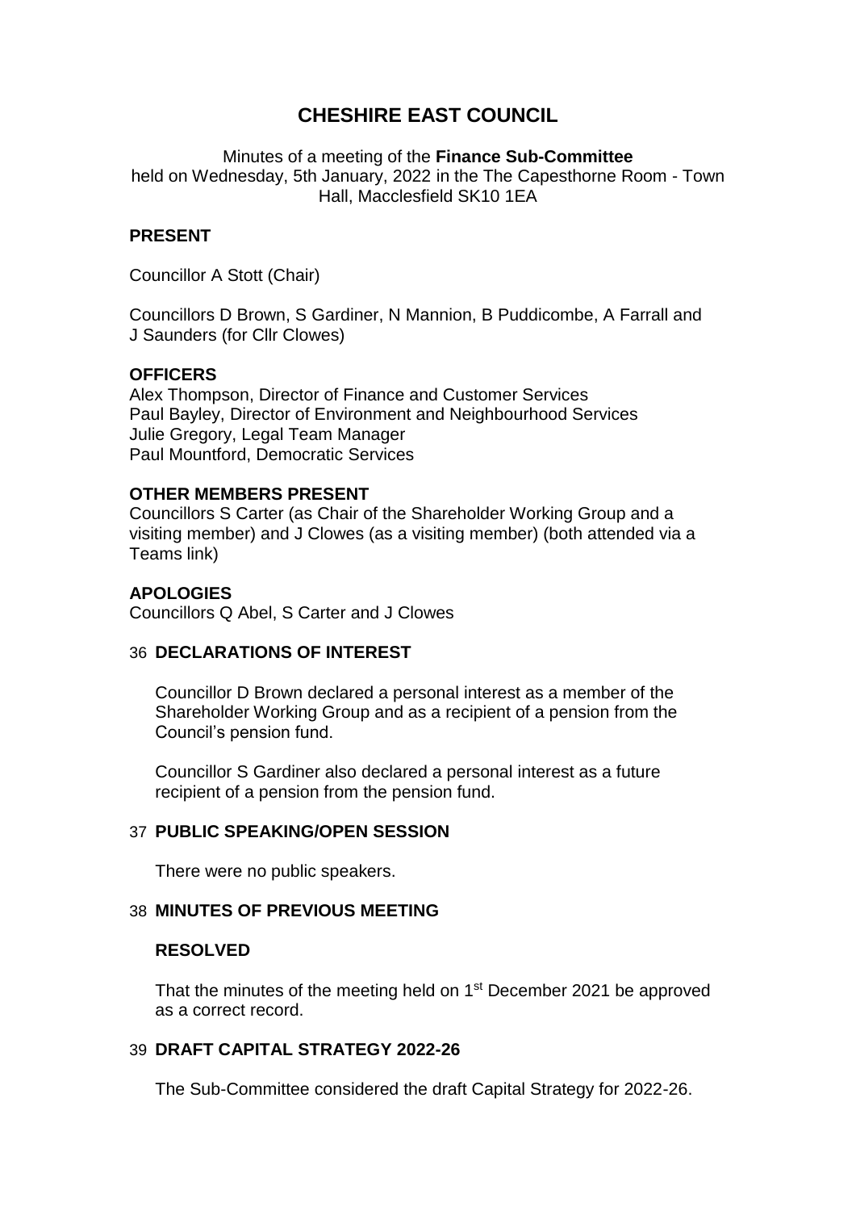# CHESHIRE EAST COUNCIL

Minutes of a meeting of the **Finance Sub-Committee**
held on Wednesday, 5th January, 2022 in the The Capesthorne Room - Town Hall, Macclesfield SK10 1EA

## PRESENT

Councillor A Stott (Chair)

Councillors D Brown, S Gardiner, N Mannion, B Puddicombe, A Farrall and J Saunders (for Cllr Clowes)

## OFFICERS

Alex Thompson, Director of Finance and Customer Services
Paul Bayley, Director of Environment and Neighbourhood Services
Julie Gregory, Legal Team Manager
Paul Mountford, Democratic Services

## OTHER MEMBERS PRESENT

Councillors S Carter (as Chair of the Shareholder Working Group and a visiting member) and J Clowes (as a visiting member) (both attended via a Teams link)

## APOLOGIES

Councillors Q Abel, S Carter and J Clowes

## 36 DECLARATIONS OF INTEREST

Councillor D Brown declared a personal interest as a member of the Shareholder Working Group and as a recipient of a pension from the Council's pension fund.

Councillor S Gardiner also declared a personal interest as a future recipient of a pension from the pension fund.

## 37 PUBLIC SPEAKING/OPEN SESSION

There were no public speakers.

## 38 MINUTES OF PREVIOUS MEETING

**RESOLVED**

That the minutes of the meeting held on 1st December 2021 be approved as a correct record.

## 39 DRAFT CAPITAL STRATEGY 2022-26

The Sub-Committee considered the draft Capital Strategy for 2022-26.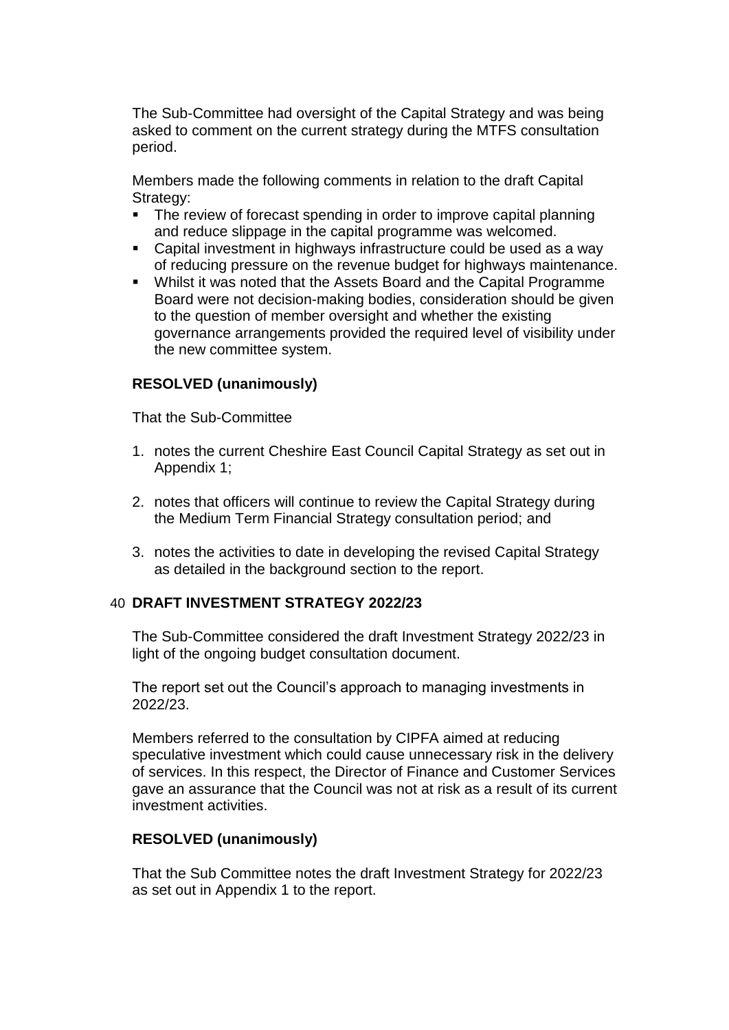The Sub-Committee had oversight of the Capital Strategy and was being asked to comment on the current strategy during the MTFS consultation period.

Members made the following comments in relation to the draft Capital Strategy:

- The review of forecast spending in order to improve capital planning and reduce slippage in the capital programme was welcomed.
- Capital investment in highways infrastructure could be used as a way of reducing pressure on the revenue budget for highways maintenance.
- Whilst it was noted that the Assets Board and the Capital Programme Board were not decision-making bodies, consideration should be given to the question of member oversight and whether the existing governance arrangements provided the required level of visibility under the new committee system.

**RESOLVED (unanimously)**

That the Sub-Committee

1. notes the current Cheshire East Council Capital Strategy as set out in Appendix 1;
2. notes that officers will continue to review the Capital Strategy during the Medium Term Financial Strategy consultation period; and
3. notes the activities to date in developing the revised Capital Strategy as detailed in the background section to the report.

## 40 DRAFT INVESTMENT STRATEGY 2022/23

The Sub-Committee considered the draft Investment Strategy 2022/23 in light of the ongoing budget consultation document.

The report set out the Council's approach to managing investments in 2022/23.

Members referred to the consultation by CIPFA aimed at reducing speculative investment which could cause unnecessary risk in the delivery of services. In this respect, the Director of Finance and Customer Services gave an assurance that the Council was not at risk as a result of its current investment activities.

**RESOLVED (unanimously)**

That the Sub Committee notes the draft Investment Strategy for 2022/23 as set out in Appendix 1 to the report.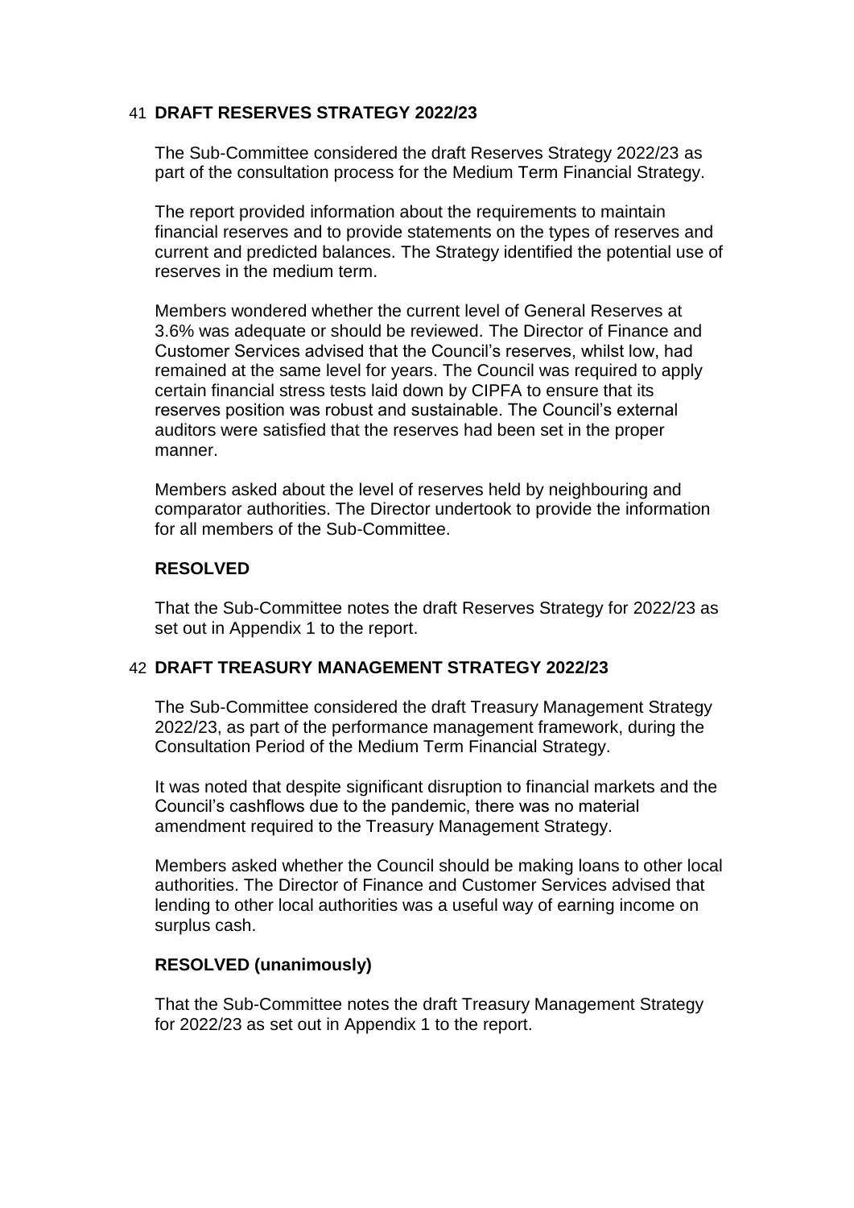## 41 DRAFT RESERVES STRATEGY 2022/23

The Sub-Committee considered the draft Reserves Strategy 2022/23 as part of the consultation process for the Medium Term Financial Strategy.

The report provided information about the requirements to maintain financial reserves and to provide statements on the types of reserves and current and predicted balances. The Strategy identified the potential use of reserves in the medium term.

Members wondered whether the current level of General Reserves at 3.6% was adequate or should be reviewed. The Director of Finance and Customer Services advised that the Council's reserves, whilst low, had remained at the same level for years. The Council was required to apply certain financial stress tests laid down by CIPFA to ensure that its reserves position was robust and sustainable. The Council's external auditors were satisfied that the reserves had been set in the proper manner.

Members asked about the level of reserves held by neighbouring and comparator authorities. The Director undertook to provide the information for all members of the Sub-Committee.

**RESOLVED**

That the Sub-Committee notes the draft Reserves Strategy for 2022/23 as set out in Appendix 1 to the report.

## 42 DRAFT TREASURY MANAGEMENT STRATEGY 2022/23

The Sub-Committee considered the draft Treasury Management Strategy 2022/23, as part of the performance management framework, during the Consultation Period of the Medium Term Financial Strategy.

It was noted that despite significant disruption to financial markets and the Council's cashflows due to the pandemic, there was no material amendment required to the Treasury Management Strategy.

Members asked whether the Council should be making loans to other local authorities. The Director of Finance and Customer Services advised that lending to other local authorities was a useful way of earning income on surplus cash.

**RESOLVED (unanimously)**

That the Sub-Committee notes the draft Treasury Management Strategy for 2022/23 as set out in Appendix 1 to the report.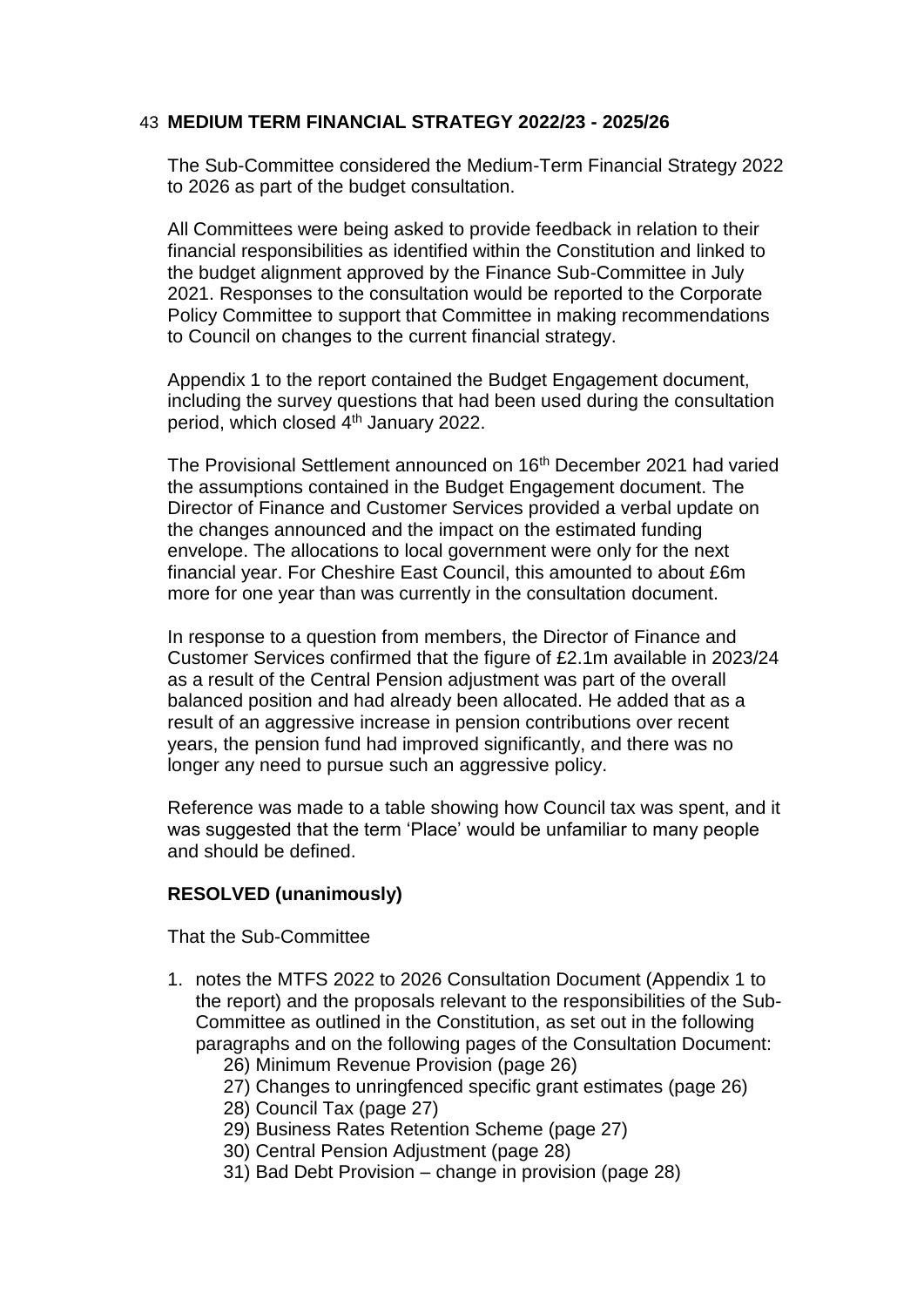## 43 MEDIUM TERM FINANCIAL STRATEGY 2022/23 - 2025/26

The Sub-Committee considered the Medium-Term Financial Strategy 2022 to 2026 as part of the budget consultation.

All Committees were being asked to provide feedback in relation to their financial responsibilities as identified within the Constitution and linked to the budget alignment approved by the Finance Sub-Committee in July 2021. Responses to the consultation would be reported to the Corporate Policy Committee to support that Committee in making recommendations to Council on changes to the current financial strategy.

Appendix 1 to the report contained the Budget Engagement document, including the survey questions that had been used during the consultation period, which closed 4th January 2022.

The Provisional Settlement announced on 16th December 2021 had varied the assumptions contained in the Budget Engagement document. The Director of Finance and Customer Services provided a verbal update on the changes announced and the impact on the estimated funding envelope. The allocations to local government were only for the next financial year. For Cheshire East Council, this amounted to about £6m more for one year than was currently in the consultation document.

In response to a question from members, the Director of Finance and Customer Services confirmed that the figure of £2.1m available in 2023/24 as a result of the Central Pension adjustment was part of the overall balanced position and had already been allocated. He added that as a result of an aggressive increase in pension contributions over recent years, the pension fund had improved significantly, and there was no longer any need to pursue such an aggressive policy.

Reference was made to a table showing how Council tax was spent, and it was suggested that the term 'Place' would be unfamiliar to many people and should be defined.

**RESOLVED (unanimously)**

That the Sub-Committee

1. notes the MTFS 2022 to 2026 Consultation Document (Appendix 1 to the report) and the proposals relevant to the responsibilities of the Sub-Committee as outlined in the Constitution, as set out in the following paragraphs and on the following pages of the Consultation Document:
    - 26) Minimum Revenue Provision (page 26)
    - 27) Changes to unringfenced specific grant estimates (page 26)
    - 28) Council Tax (page 27)
    - 29) Business Rates Retention Scheme (page 27)
    - 30) Central Pension Adjustment (page 28)
    - 31) Bad Debt Provision – change in provision (page 28)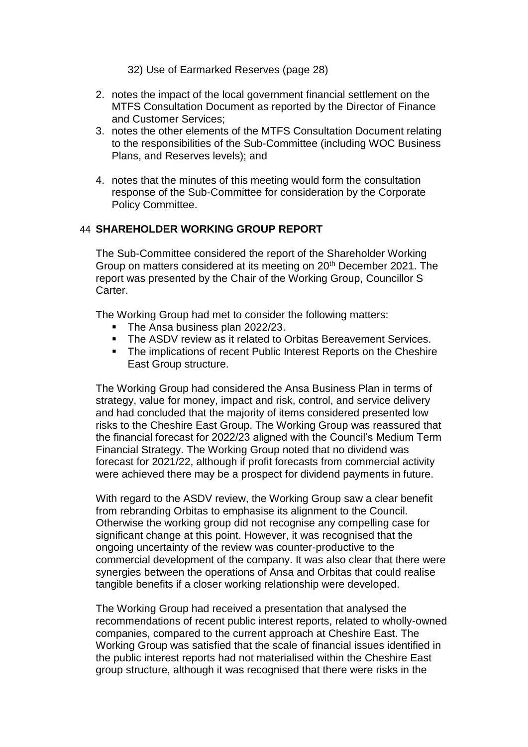32) Use of Earmarked Reserves (page 28)

2. notes the impact of the local government financial settlement on the MTFS Consultation Document as reported by the Director of Finance and Customer Services;
3. notes the other elements of the MTFS Consultation Document relating to the responsibilities of the Sub-Committee (including WOC Business Plans, and Reserves levels); and
4. notes that the minutes of this meeting would form the consultation response of the Sub-Committee for consideration by the Corporate Policy Committee.

## 44 SHAREHOLDER WORKING GROUP REPORT

The Sub-Committee considered the report of the Shareholder Working Group on matters considered at its meeting on 20th December 2021. The report was presented by the Chair of the Working Group, Councillor S Carter.

The Working Group had met to consider the following matters:

- The Ansa business plan 2022/23.
- The ASDV review as it related to Orbitas Bereavement Services.
- The implications of recent Public Interest Reports on the Cheshire East Group structure.

The Working Group had considered the Ansa Business Plan in terms of strategy, value for money, impact and risk, control, and service delivery and had concluded that the majority of items considered presented low risks to the Cheshire East Group. The Working Group was reassured that the financial forecast for 2022/23 aligned with the Council's Medium Term Financial Strategy. The Working Group noted that no dividend was forecast for 2021/22, although if profit forecasts from commercial activity were achieved there may be a prospect for dividend payments in future.

With regard to the ASDV review, the Working Group saw a clear benefit from rebranding Orbitas to emphasise its alignment to the Council. Otherwise the working group did not recognise any compelling case for significant change at this point. However, it was recognised that the ongoing uncertainty of the review was counter-productive to the commercial development of the company. It was also clear that there were synergies between the operations of Ansa and Orbitas that could realise tangible benefits if a closer working relationship were developed.

The Working Group had received a presentation that analysed the recommendations of recent public interest reports, related to wholly-owned companies, compared to the current approach at Cheshire East. The Working Group was satisfied that the scale of financial issues identified in the public interest reports had not materialised within the Cheshire East group structure, although it was recognised that there were risks in the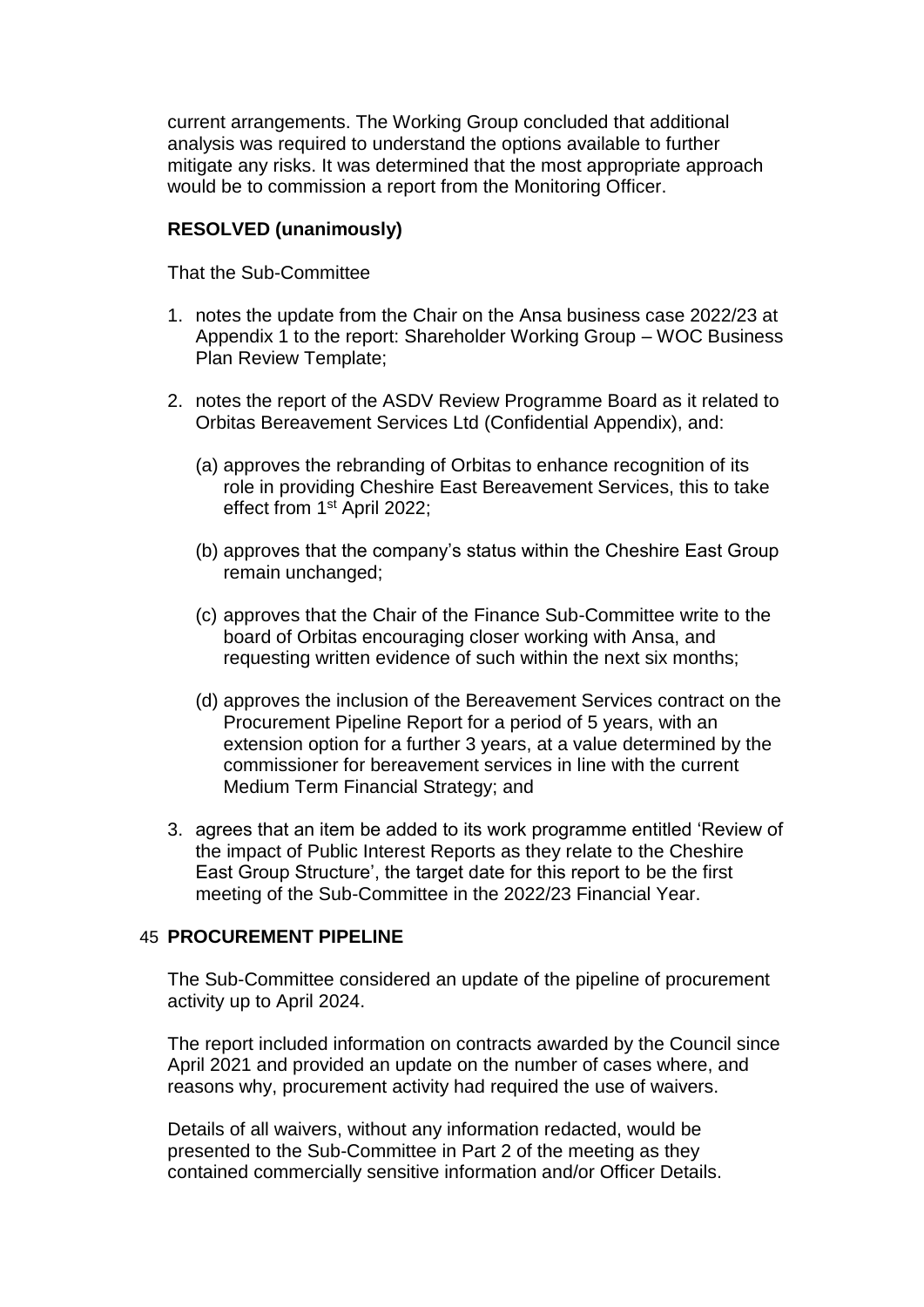current arrangements. The Working Group concluded that additional analysis was required to understand the options available to further mitigate any risks. It was determined that the most appropriate approach would be to commission a report from the Monitoring Officer.

**RESOLVED (unanimously)**

That the Sub-Committee

1. notes the update from the Chair on the Ansa business case 2022/23 at Appendix 1 to the report: Shareholder Working Group – WOC Business Plan Review Template;

2. notes the report of the ASDV Review Programme Board as it related to Orbitas Bereavement Services Ltd (Confidential Appendix), and:

   (a) approves the rebranding of Orbitas to enhance recognition of its role in providing Cheshire East Bereavement Services, this to take effect from 1st April 2022;

   (b) approves that the company's status within the Cheshire East Group remain unchanged;

   (c) approves that the Chair of the Finance Sub-Committee write to the board of Orbitas encouraging closer working with Ansa, and requesting written evidence of such within the next six months;

   (d) approves the inclusion of the Bereavement Services contract on the Procurement Pipeline Report for a period of 5 years, with an extension option for a further 3 years, at a value determined by the commissioner for bereavement services in line with the current Medium Term Financial Strategy; and

3. agrees that an item be added to its work programme entitled 'Review of the impact of Public Interest Reports as they relate to the Cheshire East Group Structure', the target date for this report to be the first meeting of the Sub-Committee in the 2022/23 Financial Year.

## 45 PROCUREMENT PIPELINE

The Sub-Committee considered an update of the pipeline of procurement activity up to April 2024.

The report included information on contracts awarded by the Council since April 2021 and provided an update on the number of cases where, and reasons why, procurement activity had required the use of waivers.

Details of all waivers, without any information redacted, would be presented to the Sub-Committee in Part 2 of the meeting as they contained commercially sensitive information and/or Officer Details.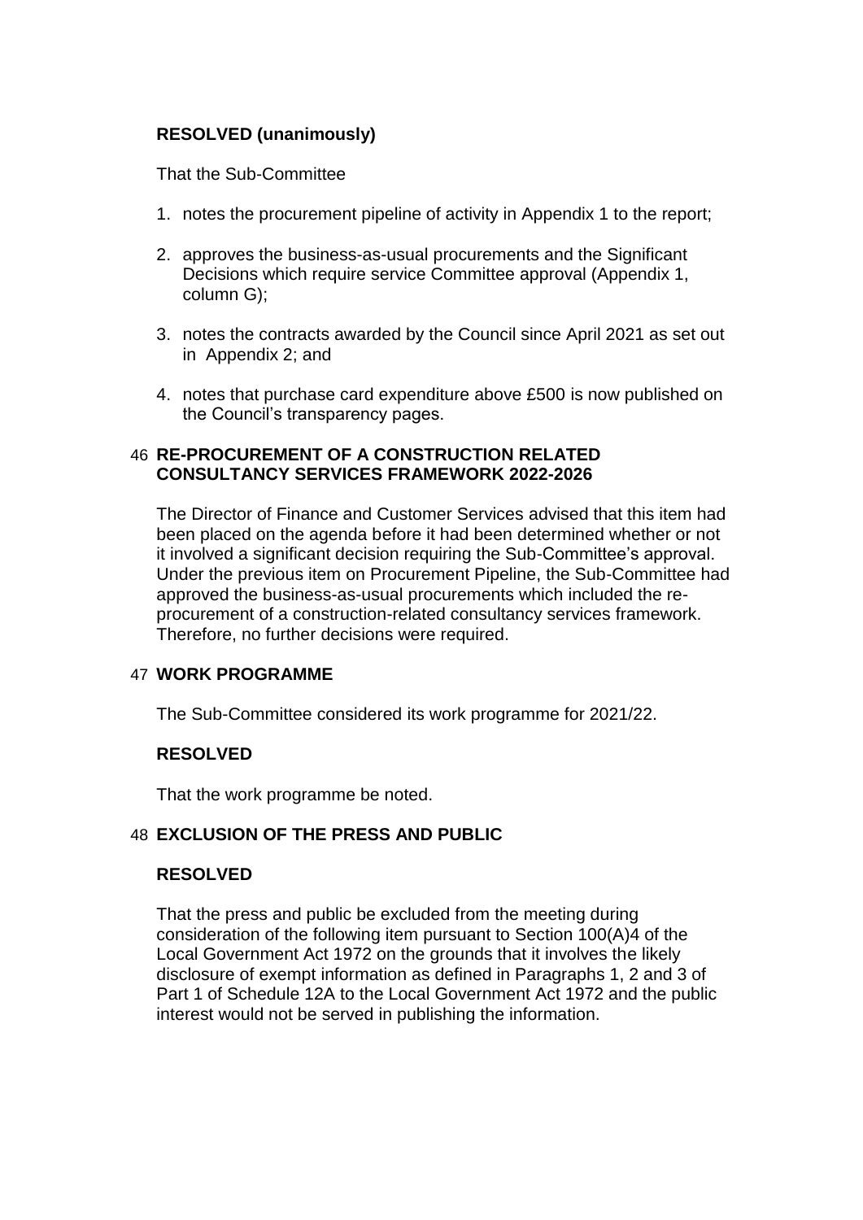**RESOLVED (unanimously)**

That the Sub-Committee

1. notes the procurement pipeline of activity in Appendix 1 to the report;
2. approves the business-as-usual procurements and the Significant Decisions which require service Committee approval (Appendix 1, column G);
3. notes the contracts awarded by the Council since April 2021 as set out in Appendix 2; and
4. notes that purchase card expenditure above £500 is now published on the Council's transparency pages.

## 46 RE-PROCUREMENT OF A CONSTRUCTION RELATED CONSULTANCY SERVICES FRAMEWORK 2022-2026

The Director of Finance and Customer Services advised that this item had been placed on the agenda before it had been determined whether or not it involved a significant decision requiring the Sub-Committee's approval. Under the previous item on Procurement Pipeline, the Sub-Committee had approved the business-as-usual procurements which included the re-procurement of a construction-related consultancy services framework. Therefore, no further decisions were required.

## 47 WORK PROGRAMME

The Sub-Committee considered its work programme for 2021/22.

**RESOLVED**

That the work programme be noted.

## 48 EXCLUSION OF THE PRESS AND PUBLIC

**RESOLVED**

That the press and public be excluded from the meeting during consideration of the following item pursuant to Section 100(A)4 of the Local Government Act 1972 on the grounds that it involves the likely disclosure of exempt information as defined in Paragraphs 1, 2 and 3 of Part 1 of Schedule 12A to the Local Government Act 1972 and the public interest would not be served in publishing the information.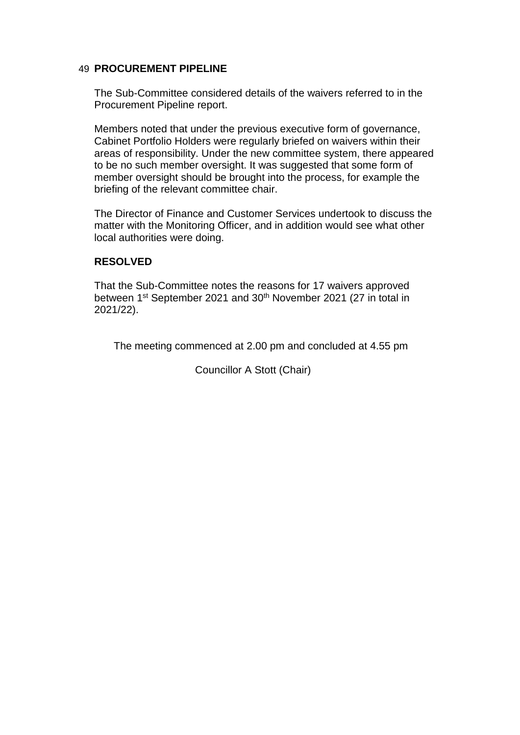## 49 PROCUREMENT PIPELINE

The Sub-Committee considered details of the waivers referred to in the Procurement Pipeline report.

Members noted that under the previous executive form of governance, Cabinet Portfolio Holders were regularly briefed on waivers within their areas of responsibility. Under the new committee system, there appeared to be no such member oversight. It was suggested that some form of member oversight should be brought into the process, for example the briefing of the relevant committee chair.

The Director of Finance and Customer Services undertook to discuss the matter with the Monitoring Officer, and in addition would see what other local authorities were doing.

**RESOLVED**

That the Sub-Committee notes the reasons for 17 waivers approved between 1st September 2021 and 30th November 2021 (27 in total in 2021/22).

The meeting commenced at 2.00 pm and concluded at 4.55 pm

Councillor A Stott (Chair)